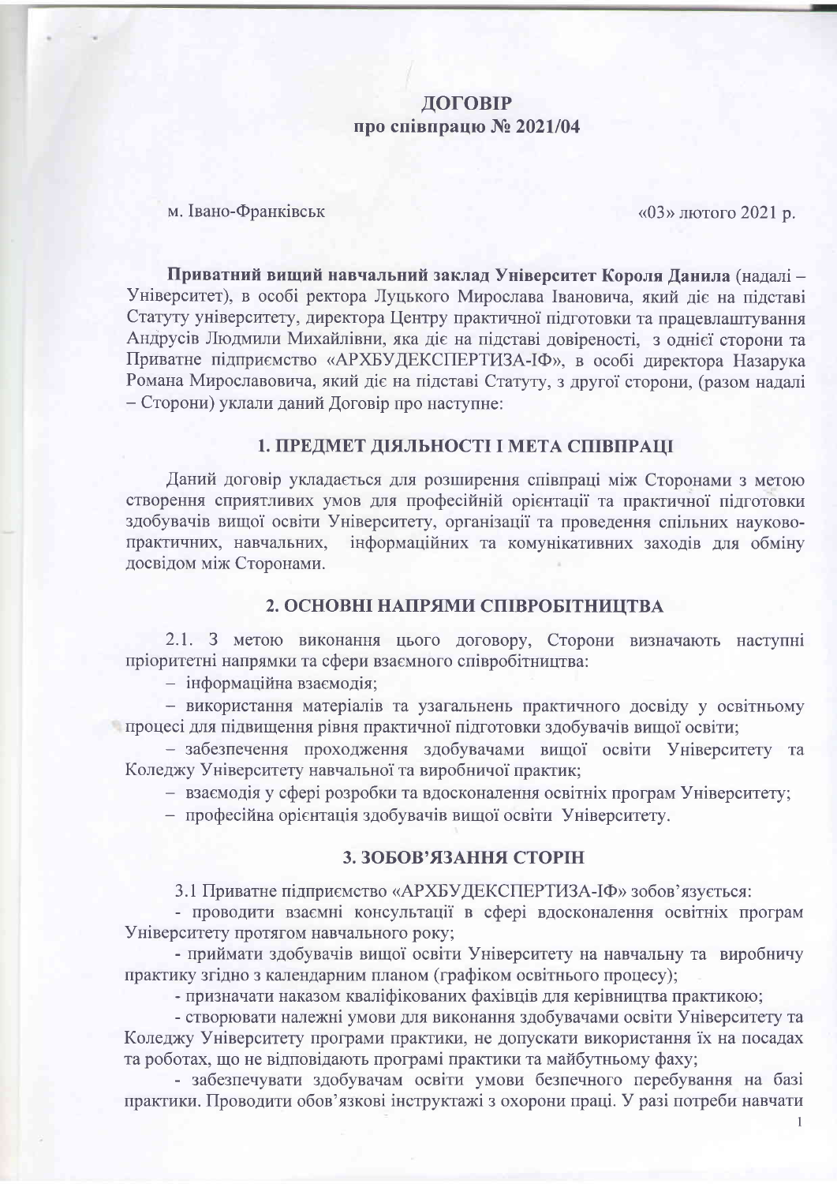# ДОГОВІР
## про співпрацю № 2021/04

м. Івано-Франківськ «03» лютого 2021 р.

**Приватний вищий навчальний заклад Університет Короля Данила** (надалі – Університет), в особі ректора Луцького Мирослава Івановича, який діє на підставі Статуту університету, директора Центру практичної підготовки та працевлаштування Андрусів Людмили Михайлівни, яка діє на підставі довіреності, з однієї сторони та Приватне підприємство «АРХБУДЕКСПЕРТИЗА-ІФ», в особі директора Назарука Романа Мирославовича, який діє на підставі Статуту, з другої сторони, (разом надалі – Сторони) уклали даний Договір про наступне:

### 1. ПРЕДМЕТ ДІЯЛЬНОСТІ І МЕТА СПІВПРАЦІ

Даний договір укладається для розширення співпраці між Сторонами з метою створення сприятливих умов для професійній орієнтації та практичної підготовки здобувачів вищої освіти Університету, організації та проведення спільних науково-практичних, навчальних, інформаційних та комунікативних заходів для обміну досвідом між Сторонами.

### 2. ОСНОВНІ НАПРЯМИ СПІВРОБІТНИЦТВА

2.1. З метою виконання цього договору, Сторони визначають наступні пріоритетні напрямки та сфери взаємного співробітництва:

- інформаційна взаємодія;
- використання матеріалів та узагальнень практичного досвіду у освітньому процесі для підвищення рівня практичної підготовки здобувачів вищої освіти;
- забезпечення проходження здобувачами вищої освіти Університету та Коледжу Університету навчальної та виробничої практик;
- взаємодія у сфері розробки та вдосконалення освітніх програм Університету;
- професійна орієнтація здобувачів вищої освіти Університету.

### 3. ЗОБОВ'ЯЗАННЯ СТОРІН

3.1 Приватне підприємство «АРХБУДЕКСПЕРТИЗА-ІФ» зобов'язується:

- проводити взаємні консультації в сфері вдосконалення освітніх програм Університету протягом навчального року;
- приймати здобувачів вищої освіти Університету на навчальну та виробничу практику згідно з календарним планом (графіком освітнього процесу);
- призначати наказом кваліфікованих фахівців для керівництва практикою;
- створювати належні умови для виконання здобувачами освіти Університету та Коледжу Університету програми практики, не допускати використання їх на посадах та роботах, що не відповідають програмі практики та майбутньому фаху;
- забезпечувати здобувачам освіти умови безпечного перебування на базі практики. Проводити обов'язкові інструктажі з охорони праці. У разі потреби навчати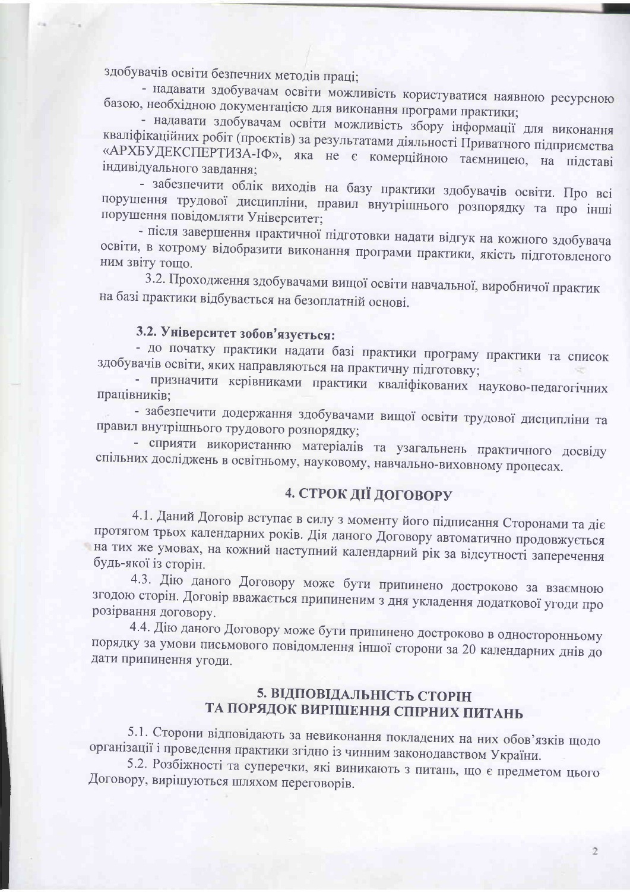здобувачів освіти безпечних методів праці;

- надавати здобувачам освіти можливість користуватися наявною ресурсною базою, необхідною документацією для виконання програми практики;
- надавати здобувачам освіти можливість збору інформації для виконання кваліфікаційних робіт (проєктів) за результатами діяльності Приватного підприємства «АРХБУДЕКСПЕРТИЗА-ІФ», яка не є комерційною таємницею, на підставі індивідуального завдання;
- забезпечити облік виходів на базу практики здобувачів освіти. Про всі порушення трудової дисципліни, правил внутрішнього розпорядку та про інші порушення повідомляти Університет;
- після завершення практичної підготовки надати відгук на кожного здобувача освіти, в котрому відобразити виконання програми практики, якість підготовленого ним звіту тощо.

3.2. Проходження здобувачами вищої освіти навчальної, виробничої практик на базі практики відбувається на безоплатній основі.

**3.2. Університет зобов'язується:**

- до початку практики надати базі практики програму практики та список здобувачів освіти, яких направляються на практичну підготовку;
- призначити керівниками практики кваліфікованих науково-педагогічних працівників;
- забезпечити додержання здобувачами вищої освіти трудової дисципліни та правил внутрішнього трудового розпорядку;
- сприяти використанню матеріалів та узагальнень практичного досвіду спільних досліджень в освітньому, науковому, навчально-виховному процесах.

## 4. СТРОК ДІЇ ДОГОВОРУ

4.1. Даний Договір вступає в силу з моменту його підписання Сторонами та діє протягом трьох календарних років. Дія даного Договору автоматично продовжується на тих же умовах, на кожний наступний календарний рік за відсутності заперечення будь-якої із сторін.

4.3. Дію даного Договору може бути припинено достроково за взаємною згодою сторін. Договір вважається припиненим з дня укладення додаткової угоди про розірвання договору.

4.4. Дію даного Договору може бути припинено достроково в односторонньому порядку за умови письмового повідомлення іншої сторони за 20 календарних днів до дати припинення угоди.

## 5. ВІДПОВІДАЛЬНІСТЬ СТОРІН ТА ПОРЯДОК ВИРІШЕННЯ СПІРНИХ ПИТАНЬ

5.1. Сторони відповідають за невиконання покладених на них обов'язків щодо організації і проведення практики згідно із чинним законодавством України.

5.2. Розбіжності та суперечки, які виникають з питань, що є предметом цього Договору, вирішуються шляхом переговорів.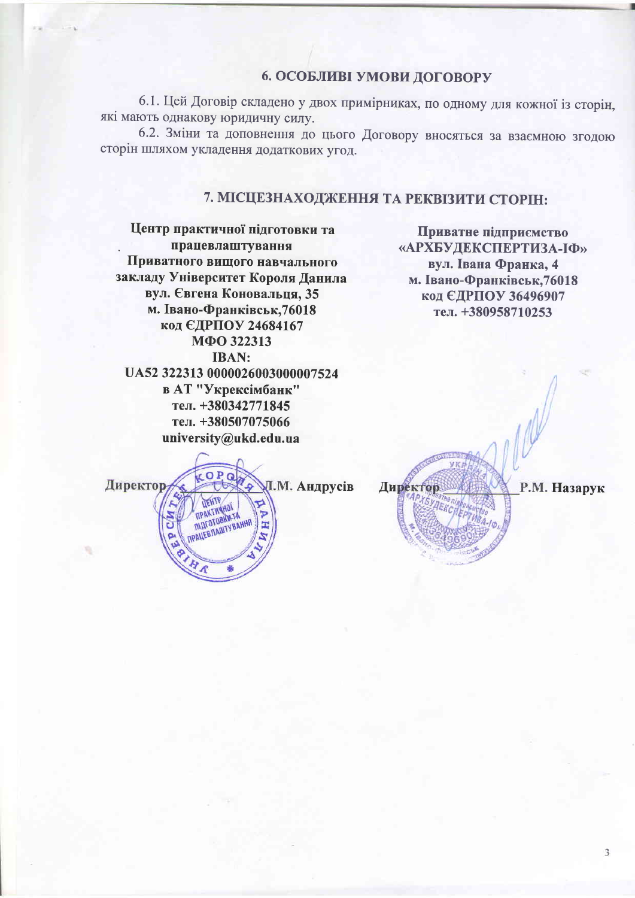## 6. ОСОБЛИВІ УМОВИ ДОГОВОРУ

6.1. Цей Договір складено у двох примірниках, по одному для кожної із сторін, які мають однакову юридичну силу.

6.2. Зміни та доповнення до цього Договору вносяться за взаємною згодою сторін шляхом укладення додаткових угод.

## 7. МІСЦЕЗНАХОДЖЕННЯ ТА РЕКВІЗИТИ СТОРІН:

**Центр практичної підготовки та працевлаштування Приватного вищого навчального закладу Університет Короля Данила**
**вул. Євгена Коновальця, 35**
**м. Івано-Франківськ,76018**
**код ЄДРПОУ 24684167**
**МФО 322313**
**IBAN:**
**UA52 322313 0000026003000007524**
**в АТ "Укрексімбанк"**
**тел. +380342771845**
**тел. +380507075066**
**university@ukd.edu.ua**

**Директор** ____________ **Л.М. Андрусів**

**Приватне підприємство «АРХБУДЕКСПЕРТИЗА-ІФ»**
**вул. Івана Франка, 4**
**м. Івано-Франківськ,76018**
**код ЄДРПОУ 36496907**
**тел. +380958710253**

**Директор** ____________ **Р.М. Назарук**